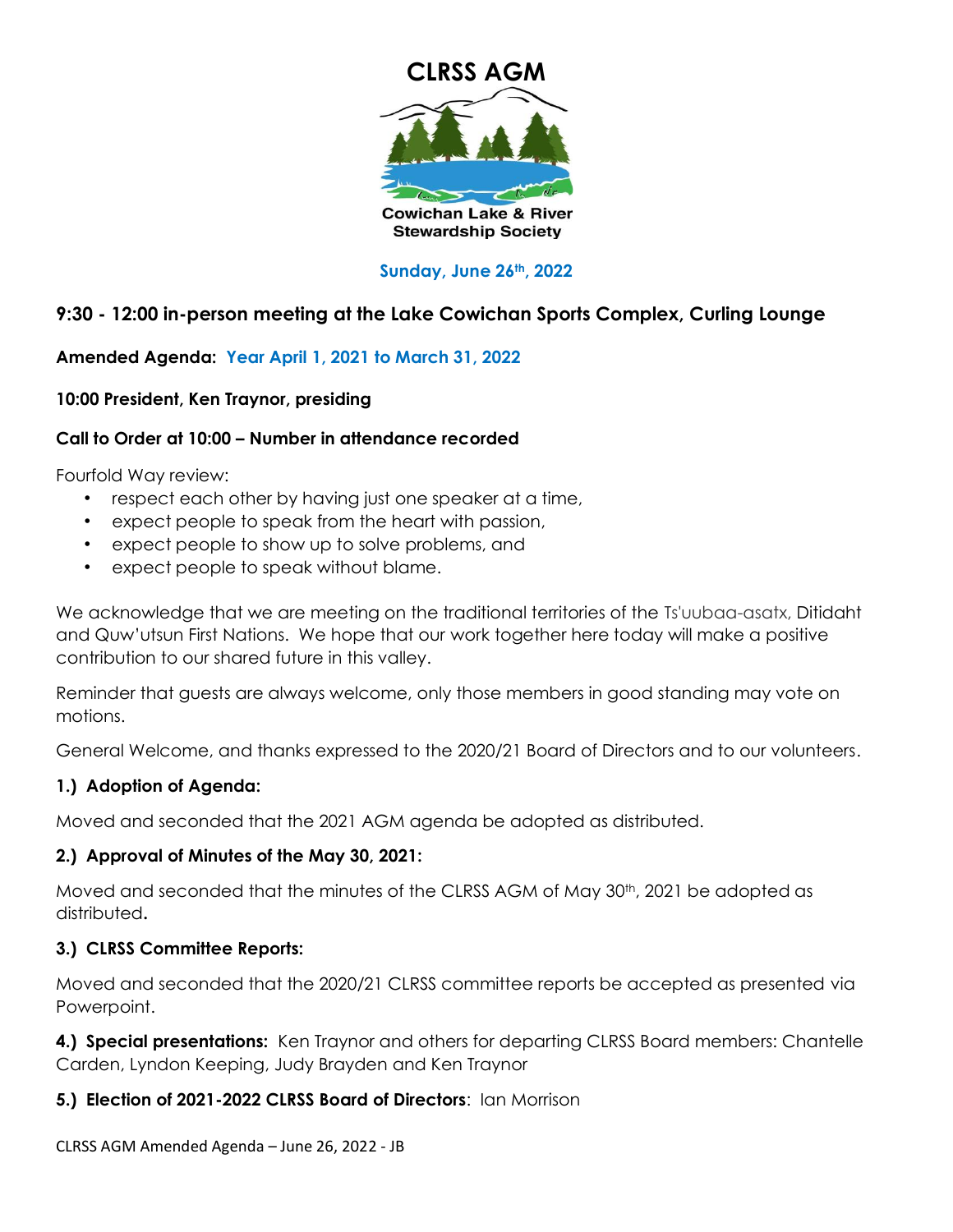# CLRSS AGM

Cowichan Lake & River Stewardship Society

**Sunday, June 26th, 2022**

## 9:30 - 12:00 in-person meeting at the Lake Cowichan Sports Complex, Curling Lounge

**Amended Agenda: Year April 1, 2021 to March 31, 2022**

**10:00 President, Ken Traynor, presiding**

**Call to Order at 10:00 – Number in attendance recorded**

Fourfold Way review:

- respect each other by having just one speaker at a time,
- expect people to speak from the heart with passion,
- expect people to show up to solve problems, and
- expect people to speak without blame.

We acknowledge that we are meeting on the traditional territories of the Ts'uubaa-asatx, Ditidaht and Quw'utsun First Nations. We hope that our work together here today will make a positive contribution to our shared future in this valley.

Reminder that guests are always welcome, only those members in good standing may vote on motions.

General Welcome, and thanks expressed to the 2020/21 Board of Directors and to our volunteers.

### 1.) Adoption of Agenda:

Moved and seconded that the 2021 AGM agenda be adopted as distributed.

### 2.) Approval of Minutes of the May 30, 2021:

Moved and seconded that the minutes of the CLRSS AGM of May 30th, 2021 be adopted as distributed.

### 3.) CLRSS Committee Reports:

Moved and seconded that the 2020/21 CLRSS committee reports be accepted as presented via Powerpoint.

**4.) Special presentations:** Ken Traynor and others for departing CLRSS Board members: Chantelle Carden, Lyndon Keeping, Judy Brayden and Ken Traynor

**5.) Election of 2021-2022 CLRSS Board of Directors**: Ian Morrison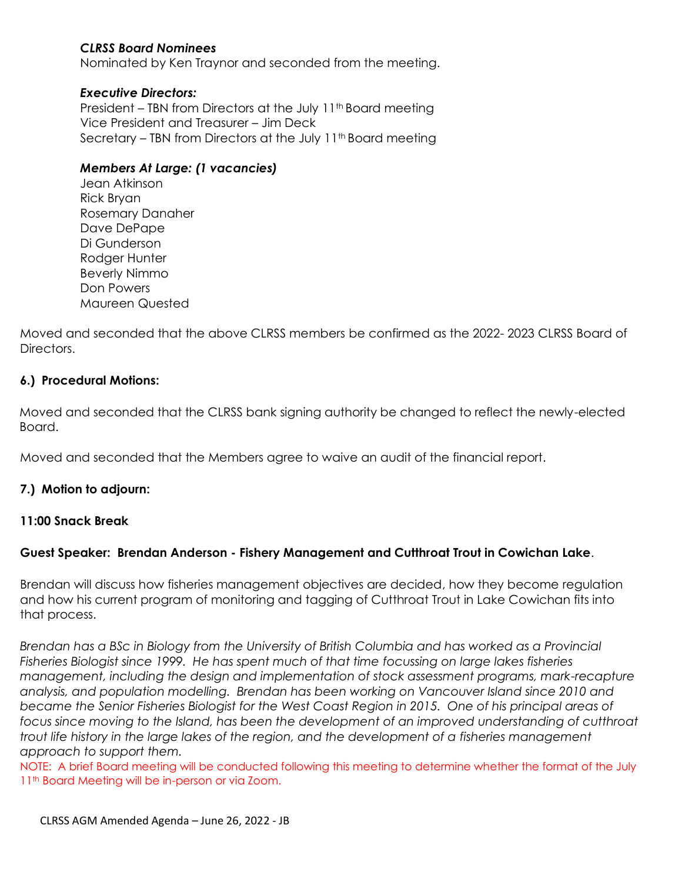***CLRSS Board Nominees***

Nominated by Ken Traynor and seconded from the meeting.

***Executive Directors:***

President – TBN from Directors at the July 11th Board meeting
Vice President and Treasurer – Jim Deck
Secretary – TBN from Directors at the July 11th Board meeting

***Members At Large: (1 vacancies)***

Jean Atkinson
Rick Bryan
Rosemary Danaher
Dave DePape
Di Gunderson
Rodger Hunter
Beverly Nimmo
Don Powers
Maureen Quested

Moved and seconded that the above CLRSS members be confirmed as the 2022- 2023 CLRSS Board of Directors.

**6.) Procedural Motions:**

Moved and seconded that the CLRSS bank signing authority be changed to reflect the newly-elected Board.

Moved and seconded that the Members agree to waive an audit of the financial report.

**7.) Motion to adjourn:**

**11:00 Snack Break**

**Guest Speaker: Brendan Anderson - Fishery Management and Cutthroat Trout in Cowichan Lake**.

Brendan will discuss how fisheries management objectives are decided, how they become regulation and how his current program of monitoring and tagging of Cutthroat Trout in Lake Cowichan fits into that process.

*Brendan has a BSc in Biology from the University of British Columbia and has worked as a Provincial Fisheries Biologist since 1999. He has spent much of that time focussing on large lakes fisheries management, including the design and implementation of stock assessment programs, mark-recapture analysis, and population modelling. Brendan has been working on Vancouver Island since 2010 and became the Senior Fisheries Biologist for the West Coast Region in 2015. One of his principal areas of focus since moving to the Island, has been the development of an improved understanding of cutthroat trout life history in the large lakes of the region, and the development of a fisheries management approach to support them.*

NOTE: A brief Board meeting will be conducted following this meeting to determine whether the format of the July 11th Board Meeting will be in-person or via Zoom.

CLRSS AGM Amended Agenda – June 26, 2022 - JB